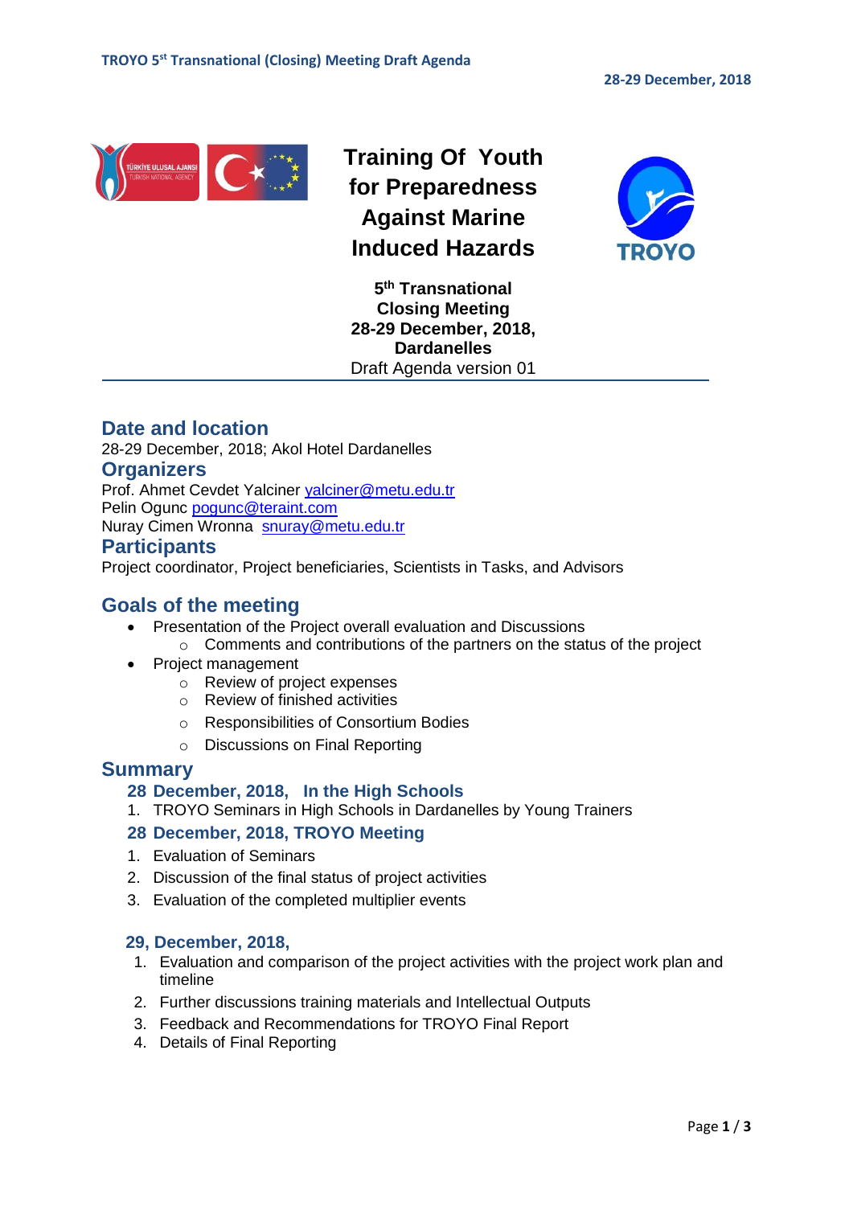# Training Of Youth for Preparedness Against Marine Induced Hazards

**5th Transnational Closing Meeting**
**28-29 December, 2018, Dardanelles**
Draft Agenda version 01

## Date and location

28-29 December, 2018; Akol Hotel Dardanelles

## Organizers

Prof. Ahmet Cevdet Yalciner yalciner@metu.edu.tr
Pelin Ogunc pogunc@teraint.com
Nuray Cimen Wronna snuray@metu.edu.tr

## Participants

Project coordinator, Project beneficiaries, Scientists in Tasks, and Advisors

## Goals of the meeting

- Presentation of the Project overall evaluation and Discussions
  - Comments and contributions of the partners on the status of the project
- Project management
  - Review of project expenses
  - Review of finished activities
  - Responsibilities of Consortium Bodies
  - Discussions on Final Reporting

## Summary

### 28 December, 2018, In the High Schools

1. TROYO Seminars in High Schools in Dardanelles by Young Trainers

### 28 December, 2018, TROYO Meeting

1. Evaluation of Seminars
2. Discussion of the final status of project activities
3. Evaluation of the completed multiplier events

### 29, December, 2018,

1. Evaluation and comparison of the project activities with the project work plan and timeline
2. Further discussions training materials and Intellectual Outputs
3. Feedback and Recommendations for TROYO Final Report
4. Details of Final Reporting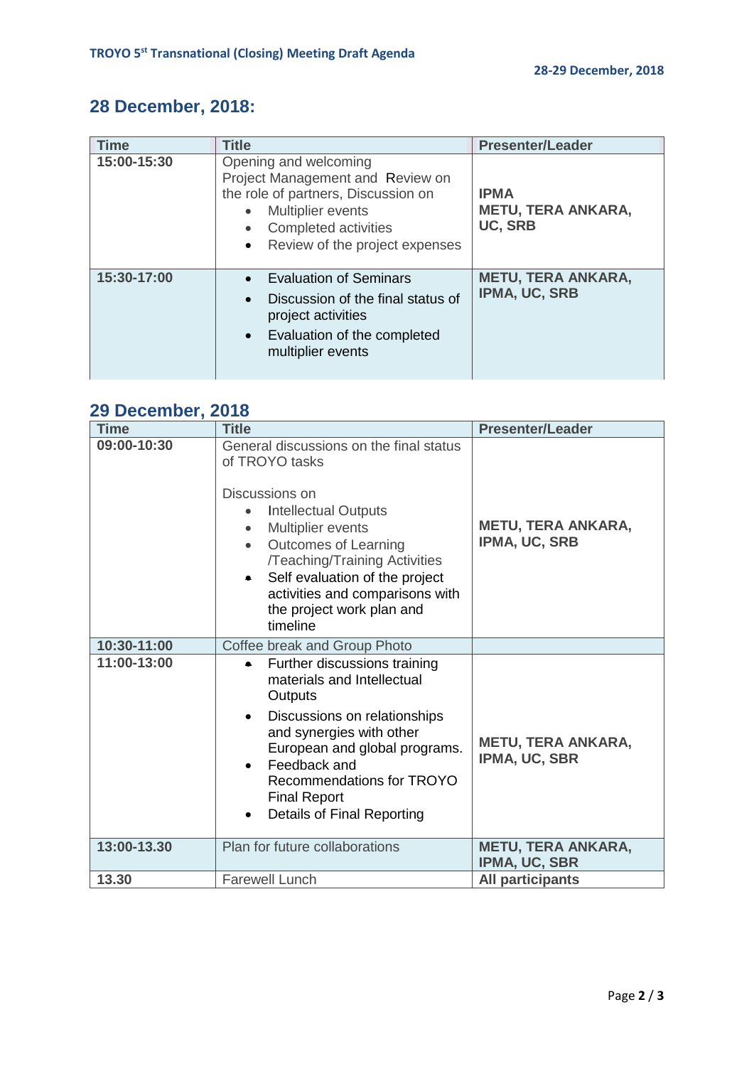## 28 December, 2018:

| Time | Title | Presenter/Leader |
|---|---|---|
| 15:00-15:30 | Opening and welcoming<br>Project Management and Review on the role of partners, Discussion on<br>• Multiplier events<br>• Completed activities<br>• Review of the project expenses | **IPMA**<br>**METU, TERA ANKARA, UC, SRB** |
| 15:30-17:00 | • Evaluation of Seminars<br>• Discussion of the final status of project activities<br>• Evaluation of the completed multiplier events | **METU, TERA ANKARA, IPMA, UC, SRB** |

## 29 December, 2018

| Time | Title | Presenter/Leader |
|---|---|---|
| 09:00-10:30 | General discussions on the final status of TROYO tasks<br><br>Discussions on<br>• Intellectual Outputs<br>• Multiplier events<br>• Outcomes of Learning /Teaching/Training Activities<br>• Self evaluation of the project activities and comparisons with the project work plan and timeline | **METU, TERA ANKARA, IPMA, UC, SRB** |
| 10:30-11:00 | Coffee break and Group Photo | |
| 11:00-13:00 | • Further discussions training materials and Intellectual Outputs<br>• Discussions on relationships and synergies with other European and global programs.<br>• Feedback and Recommendations for TROYO Final Report<br>• Details of Final Reporting | **METU, TERA ANKARA, IPMA, UC, SBR** |
| 13:00-13.30 | Plan for future collaborations | **METU, TERA ANKARA, IPMA, UC, SBR** |
| 13.30 | Farewell Lunch | **All participants** |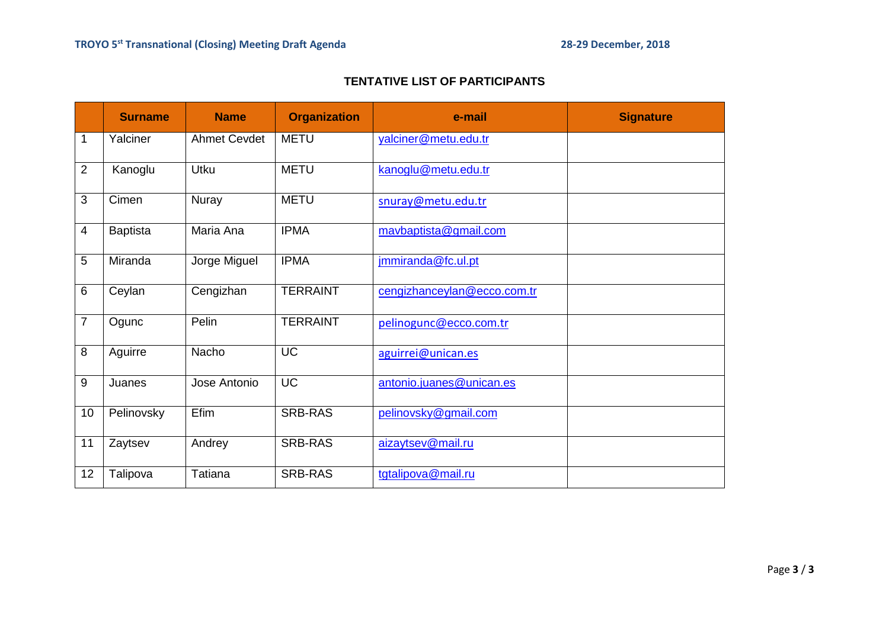## TENTATIVE LIST OF PARTICIPANTS

| | Surname | Name | Organization | e-mail | Signature |
|---|---|---|---|---|---|
| 1 | Yalciner | Ahmet Cevdet | METU | yalciner@metu.edu.tr | |
| 2 | Kanoglu | Utku | METU | kanoglu@metu.edu.tr | |
| 3 | Cimen | Nuray | METU | snuray@metu.edu.tr | |
| 4 | Baptista | Maria Ana | IPMA | mavbaptista@gmail.com | |
| 5 | Miranda | Jorge Miguel | IPMA | jmmiranda@fc.ul.pt | |
| 6 | Ceylan | Cengizhan | TERRAINT | cengizhanceylan@ecco.com.tr | |
| 7 | Ogunc | Pelin | TERRAINT | pelinogunc@ecco.com.tr | |
| 8 | Aguirre | Nacho | UC | aguirrei@unican.es | |
| 9 | Juanes | Jose Antonio | UC | antonio.juanes@unican.es | |
| 10 | Pelinovsky | Efim | SRB-RAS | pelinovsky@gmail.com | |
| 11 | Zaytsev | Andrey | SRB-RAS | aizaytsev@mail.ru | |
| 12 | Talipova | Tatiana | SRB-RAS | tgtalipova@mail.ru | |